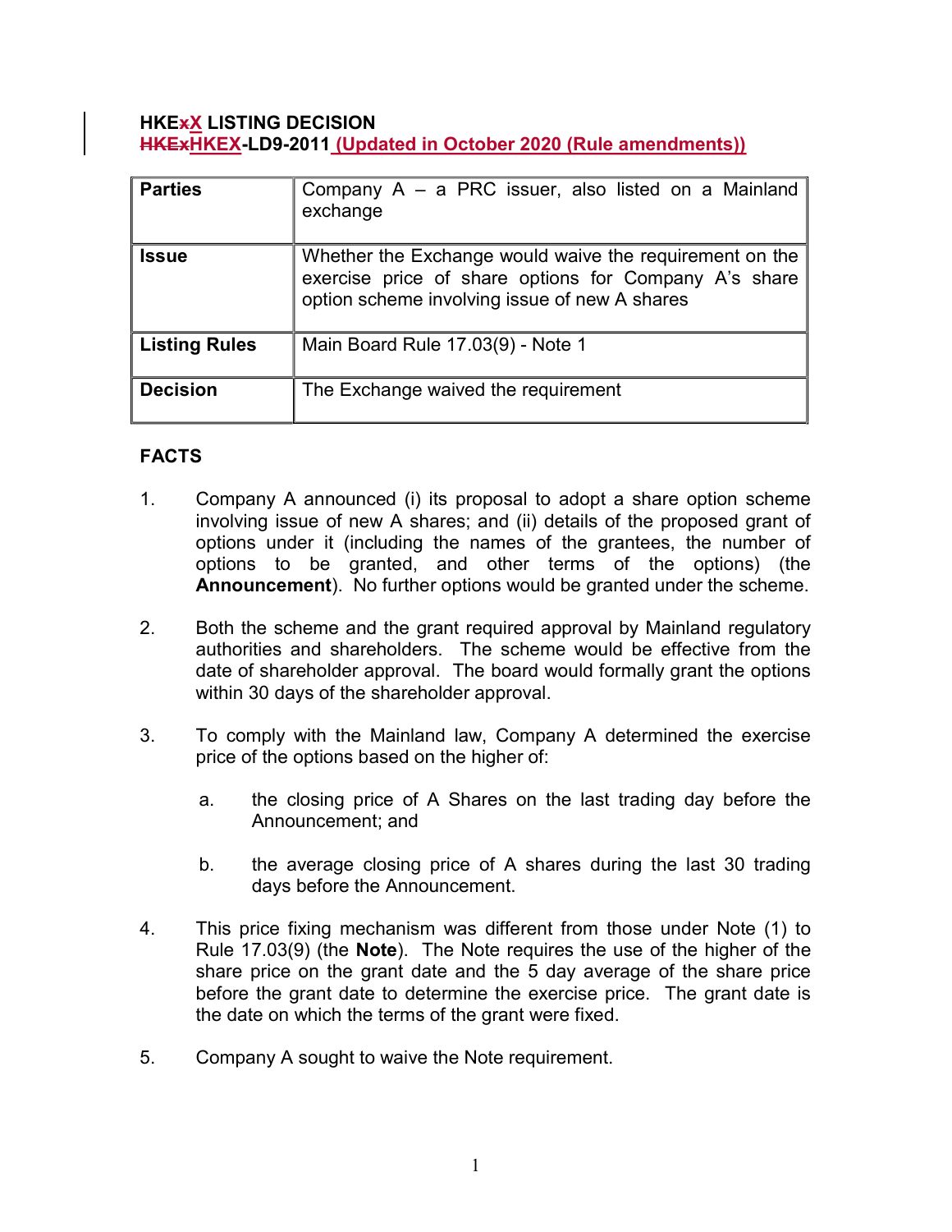**HKEX LISTING DECISION**
**HKEX-LD9-2011 (Updated in October 2020 (Rule amendments))**

| | |
|---|---|
| **Parties** | Company A – a PRC issuer, also listed on a Mainland exchange |
| **Issue** | Whether the Exchange would waive the requirement on the exercise price of share options for Company A's share option scheme involving issue of new A shares |
| **Listing Rules** | Main Board Rule 17.03(9) - Note 1 |
| **Decision** | The Exchange waived the requirement |

**FACTS**

1. Company A announced (i) its proposal to adopt a share option scheme involving issue of new A shares; and (ii) details of the proposed grant of options under it (including the names of the grantees, the number of options to be granted, and other terms of the options) (the **Announcement**). No further options would be granted under the scheme.

2. Both the scheme and the grant required approval by Mainland regulatory authorities and shareholders. The scheme would be effective from the date of shareholder approval. The board would formally grant the options within 30 days of the shareholder approval.

3. To comply with the Mainland law, Company A determined the exercise price of the options based on the higher of:

   a. the closing price of A Shares on the last trading day before the Announcement; and

   b. the average closing price of A shares during the last 30 trading days before the Announcement.

4. This price fixing mechanism was different from those under Note (1) to Rule 17.03(9) (the **Note**). The Note requires the use of the higher of the share price on the grant date and the 5 day average of the share price before the grant date to determine the exercise price. The grant date is the date on which the terms of the grant were fixed.

5. Company A sought to waive the Note requirement.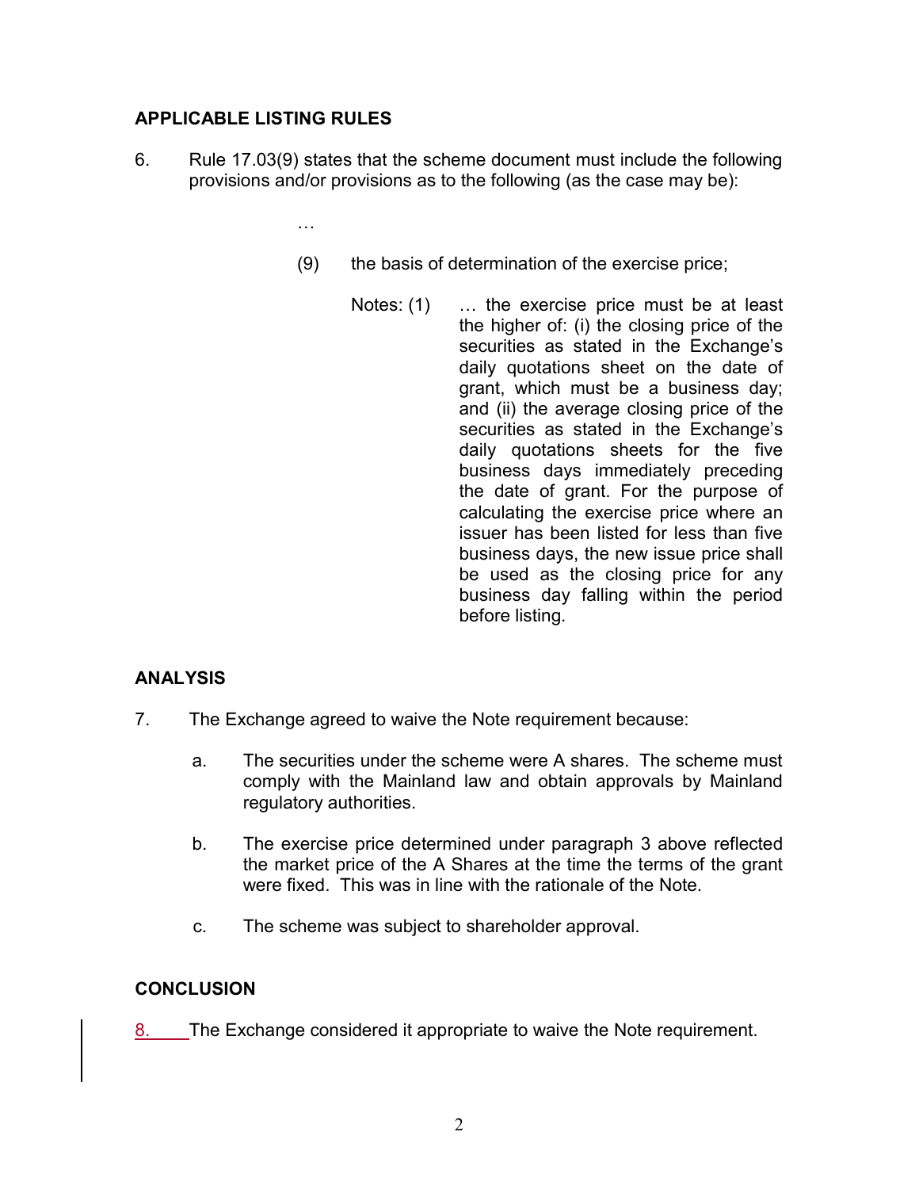## APPLICABLE LISTING RULES

6. Rule 17.03(9) states that the scheme document must include the following provisions and/or provisions as to the following (as the case may be):

   …

   (9) the basis of determination of the exercise price;

   Notes: (1) … the exercise price must be at least the higher of: (i) the closing price of the securities as stated in the Exchange's daily quotations sheet on the date of grant, which must be a business day; and (ii) the average closing price of the securities as stated in the Exchange's daily quotations sheets for the five business days immediately preceding the date of grant. For the purpose of calculating the exercise price where an issuer has been listed for less than five business days, the new issue price shall be used as the closing price for any business day falling within the period before listing.

## ANALYSIS

7. The Exchange agreed to waive the Note requirement because:

   a. The securities under the scheme were A shares. The scheme must comply with the Mainland law and obtain approvals by Mainland regulatory authorities.

   b. The exercise price determined under paragraph 3 above reflected the market price of the A Shares at the time the terms of the grant were fixed. This was in line with the rationale of the Note.

   c. The scheme was subject to shareholder approval.

## CONCLUSION

8. The Exchange considered it appropriate to waive the Note requirement.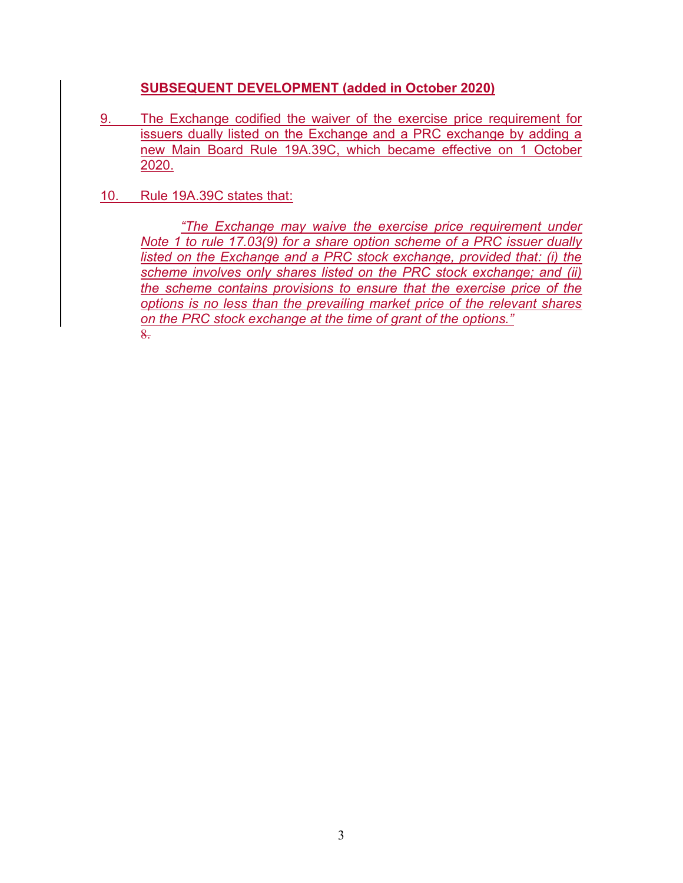**SUBSEQUENT DEVELOPMENT (added in October 2020)**

9. The Exchange codified the waiver of the exercise price requirement for issuers dually listed on the Exchange and a PRC exchange by adding a new Main Board Rule 19A.39C, which became effective on 1 October 2020.

10. Rule 19A.39C states that:

*"The Exchange may waive the exercise price requirement under Note 1 to rule 17.03(9) for a share option scheme of a PRC issuer dually listed on the Exchange and a PRC stock exchange, provided that: (i) the scheme involves only shares listed on the PRC stock exchange; and (ii) the scheme contains provisions to ensure that the exercise price of the options is no less than the prevailing market price of the relevant shares on the PRC stock exchange at the time of grant of the options."*

~~8.~~